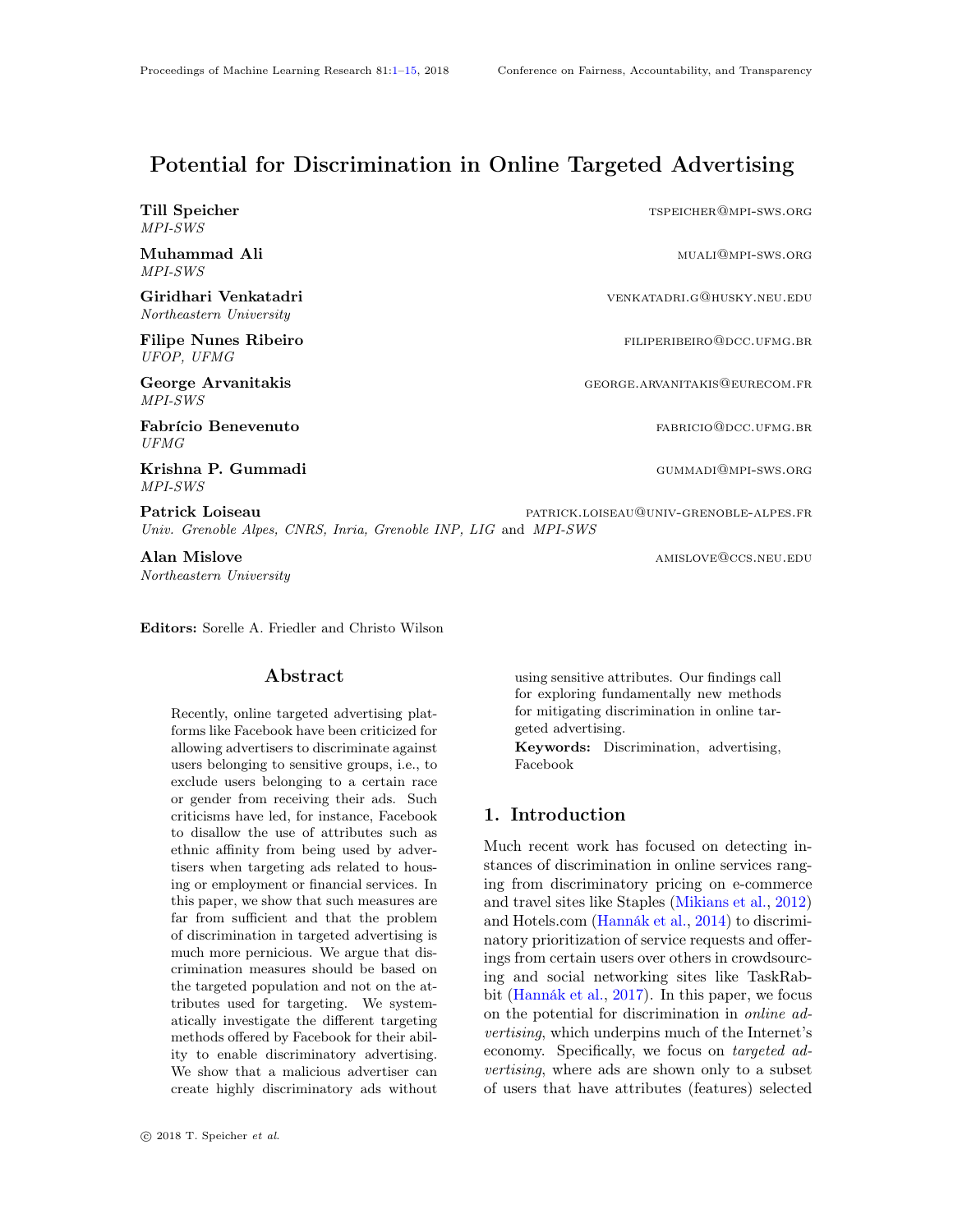# Potential for Discrimination in Online Targeted Advertising

**Till Speicher** TSPEICHER@MPI-SWS.ORG
*MPI-SWS*

**Muhammad Ali** MUALI@MPI-SWS.ORG
*MPI-SWS*

**Giridhari Venkatadri** VENKATADRI.G@HUSKY.NEU.EDU
*Northeastern University*

**Filipe Nunes Ribeiro** FILIPERIBEIRO@DCC.UFMG.BR
*UFOP, UFMG*

**George Arvanitakis** GEORGE.ARVANITAKIS@EURECOM.FR
*MPI-SWS*

**Fabrício Benevenuto** FABRICIO@DCC.UFMG.BR
*UFMG*

**Krishna P. Gummadi** GUMMADI@MPI-SWS.ORG
*MPI-SWS*

**Patrick Loiseau** PATRICK.LOISEAU@UNIV-GRENOBLE-ALPES.FR
*Univ. Grenoble Alpes, CNRS, Inria, Grenoble INP, LIG* and *MPI-SWS*

**Alan Mislove** AMISLOVE@CCS.NEU.EDU
*Northeastern University*

**Editors:** Sorelle A. Friedler and Christo Wilson

## Abstract

Recently, online targeted advertising platforms like Facebook have been criticized for allowing advertisers to discriminate against users belonging to sensitive groups, i.e., to exclude users belonging to a certain race or gender from receiving their ads. Such criticisms have led, for instance, Facebook to disallow the use of attributes such as ethnic affinity from being used by advertisers when targeting ads related to housing or employment or financial services. In this paper, we show that such measures are far from sufficient and that the problem of discrimination in targeted advertising is much more pernicious. We argue that discrimination measures should be based on the targeted population and not on the attributes used for targeting. We systematically investigate the different targeting methods offered by Facebook for their ability to enable discriminatory advertising. We show that a malicious advertiser can create highly discriminatory ads without using sensitive attributes. Our findings call for exploring fundamentally new methods for mitigating discrimination in online targeted advertising.

**Keywords:** Discrimination, advertising, Facebook

## 1. Introduction

Much recent work has focused on detecting instances of discrimination in online services ranging from discriminatory pricing on e-commerce and travel sites like Staples (Mikians et al., 2012) and Hotels.com (Hannák et al., 2014) to discriminatory prioritization of service requests and offerings from certain users over others in crowdsourcing and social networking sites like TaskRabbit (Hannák et al., 2017). In this paper, we focus on the potential for discrimination in *online advertising*, which underpins much of the Internet's economy. Specifically, we focus on *targeted advertising*, where ads are shown only to a subset of users that have attributes (features) selected

© 2018 T. Speicher *et al.*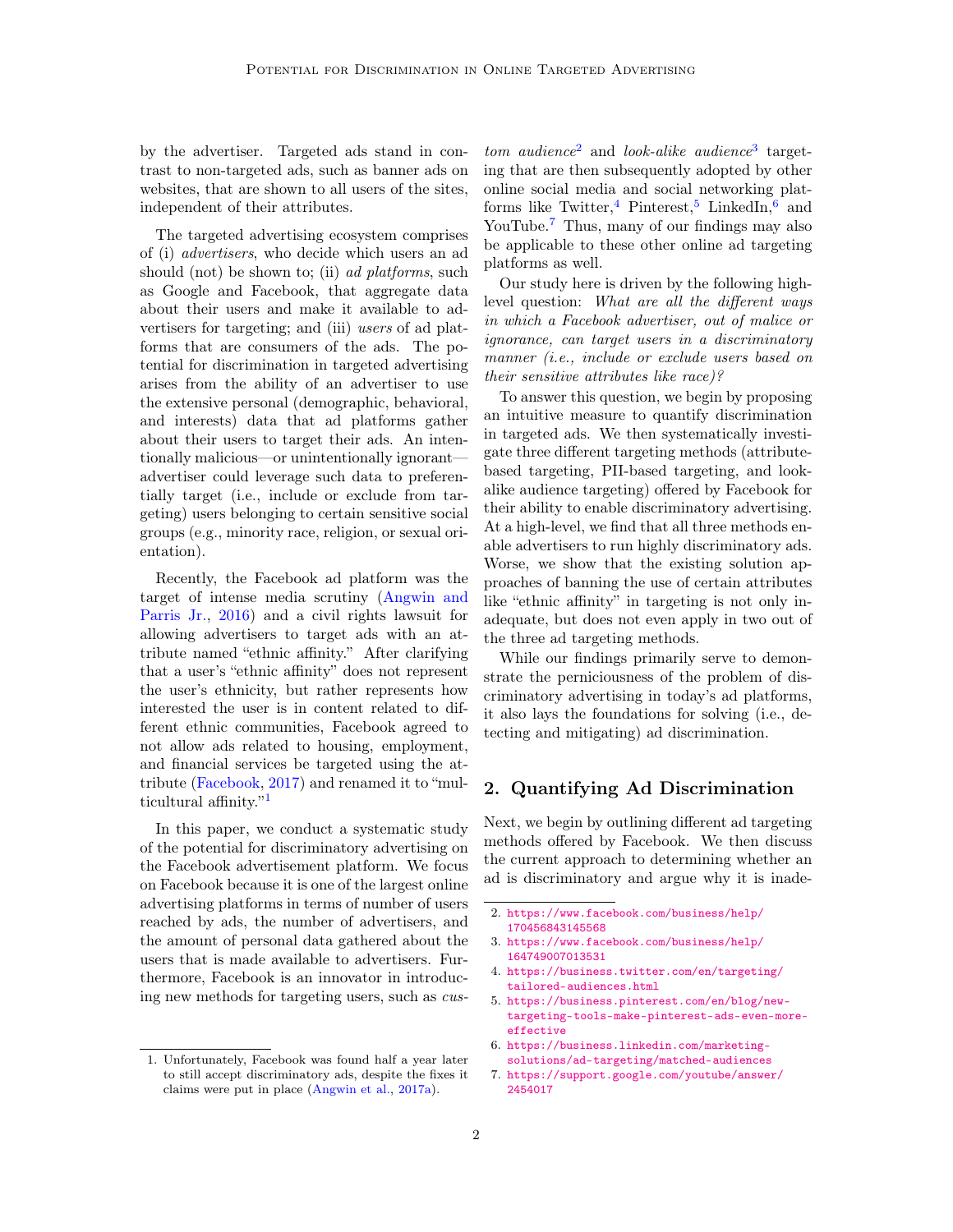by the advertiser. Targeted ads stand in contrast to non-targeted ads, such as banner ads on websites, that are shown to all users of the sites, independent of their attributes.

The targeted advertising ecosystem comprises of (i) *advertisers*, who decide which users an ad should (not) be shown to; (ii) *ad platforms*, such as Google and Facebook, that aggregate data about their users and make it available to advertisers for targeting; and (iii) *users* of ad platforms that are consumers of the ads. The potential for discrimination in targeted advertising arises from the ability of an advertiser to use the extensive personal (demographic, behavioral, and interests) data that ad platforms gather about their users to target their ads. An intentionally malicious—or unintentionally ignorant—advertiser could leverage such data to preferentially target (i.e., include or exclude from targeting) users belonging to certain sensitive social groups (e.g., minority race, religion, or sexual orientation).

Recently, the Facebook ad platform was the target of intense media scrutiny (Angwin and Parris Jr., 2016) and a civil rights lawsuit for allowing advertisers to target ads with an attribute named "ethnic affinity." After clarifying that a user's "ethnic affinity" does not represent the user's ethnicity, but rather represents how interested the user is in content related to different ethnic communities, Facebook agreed to not allow ads related to housing, employment, and financial services be targeted using the attribute (Facebook, 2017) and renamed it to "multicultural affinity."[1]

In this paper, we conduct a systematic study of the potential for discriminatory advertising on the Facebook advertisement platform. We focus on Facebook because it is one of the largest online advertising platforms in terms of number of users reached by ads, the number of advertisers, and the amount of personal data gathered about the users that is made available to advertisers. Furthermore, Facebook is an innovator in introducing new methods for targeting users, such as *custom audience*[2] and *look-alike audience*[3] targeting that are then subsequently adopted by other online social media and social networking platforms like Twitter,[4] Pinterest,[5] LinkedIn,[6] and YouTube.[7] Thus, many of our findings may also be applicable to these other online ad targeting platforms as well.

Our study here is driven by the following high-level question: *What are all the different ways in which a Facebook advertiser, out of malice or ignorance, can target users in a discriminatory manner (i.e., include or exclude users based on their sensitive attributes like race)?*

To answer this question, we begin by proposing an intuitive measure to quantify discrimination in targeted ads. We then systematically investigate three different targeting methods (attribute-based targeting, PII-based targeting, and look-alike audience targeting) offered by Facebook for their ability to enable discriminatory advertising. At a high-level, we find that all three methods enable advertisers to run highly discriminatory ads. Worse, we show that the existing solution approaches of banning the use of certain attributes like "ethnic affinity" in targeting is not only inadequate, but does not even apply in two out of the three ad targeting methods.

While our findings primarily serve to demonstrate the perniciousness of the problem of discriminatory advertising in today's ad platforms, it also lays the foundations for solving (i.e., detecting and mitigating) ad discrimination.

## 2. Quantifying Ad Discrimination

Next, we begin by outlining different ad targeting methods offered by Facebook. We then discuss the current approach to determining whether an ad is discriminatory and argue why it is inade-

---

1. Unfortunately, Facebook was found half a year later to still accept discriminatory ads, despite the fixes it claims were put in place (Angwin et al., 2017a).
2. https://www.facebook.com/business/help/170456843145568
3. https://www.facebook.com/business/help/164749007013531
4. https://business.twitter.com/en/targeting/tailored-audiences.html
5. https://business.pinterest.com/en/blog/new-targeting-tools-make-pinterest-ads-even-more-effective
6. https://business.linkedin.com/marketing-solutions/ad-targeting/matched-audiences
7. https://support.google.com/youtube/answer/2454017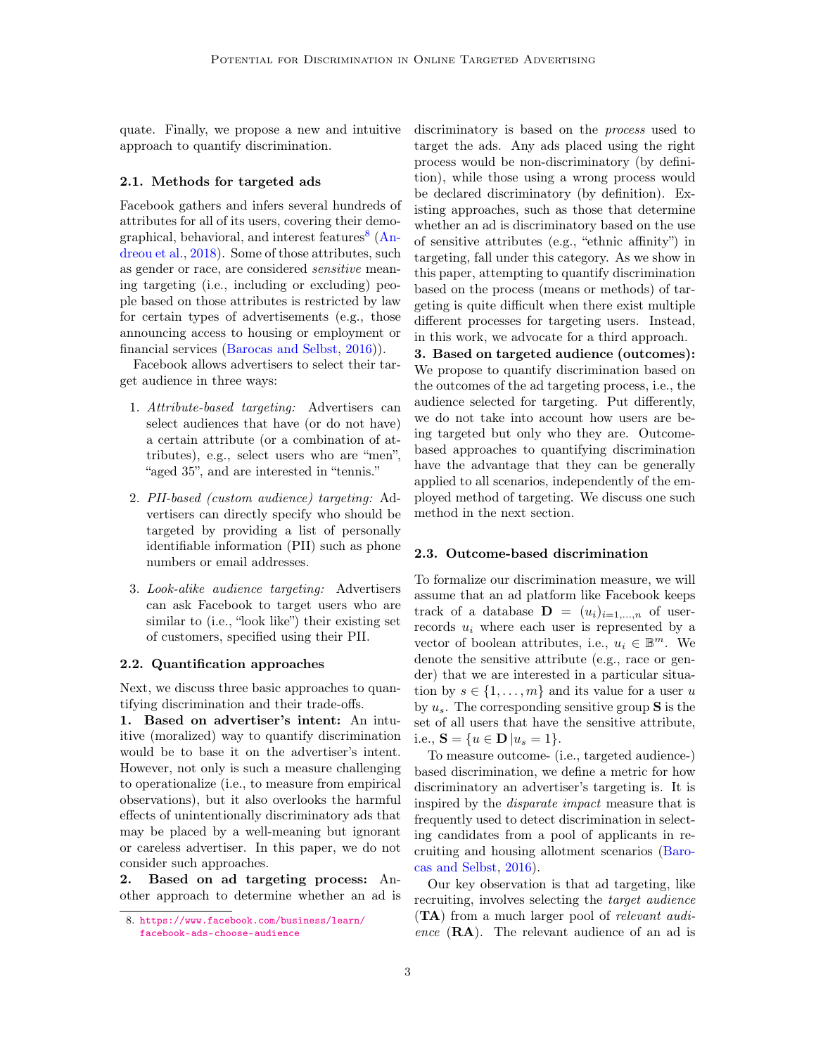quate. Finally, we propose a new and intuitive approach to quantify discrimination.

### 2.1. Methods for targeted ads

Facebook gathers and infers several hundreds of attributes for all of its users, covering their demographical, behavioral, and interest features[8] (Andreou et al., 2018). Some of those attributes, such as gender or race, are considered *sensitive* meaning targeting (i.e., including or excluding) people based on those attributes is restricted by law for certain types of advertisements (e.g., those announcing access to housing or employment or financial services (Barocas and Selbst, 2016)).

Facebook allows advertisers to select their target audience in three ways:

1. *Attribute-based targeting:* Advertisers can select audiences that have (or do not have) a certain attribute (or a combination of attributes), e.g., select users who are "men", "aged 35", and are interested in "tennis."
2. *PII-based (custom audience) targeting:* Advertisers can directly specify who should be targeted by providing a list of personally identifiable information (PII) such as phone numbers or email addresses.
3. *Look-alike audience targeting:* Advertisers can ask Facebook to target users who are similar to (i.e., "look like") their existing set of customers, specified using their PII.

### 2.2. Quantification approaches

Next, we discuss three basic approaches to quantifying discrimination and their trade-offs.

**1. Based on advertiser's intent:** An intuitive (moralized) way to quantify discrimination would be to base it on the advertiser's intent. However, not only is such a measure challenging to operationalize (i.e., to measure from empirical observations), but it also overlooks the harmful effects of unintentionally discriminatory ads that may be placed by a well-meaning but ignorant or careless advertiser. In this paper, we do not consider such approaches.

**2. Based on ad targeting process:** Another approach to determine whether an ad is discriminatory is based on the *process* used to target the ads. Any ads placed using the right process would be non-discriminatory (by definition), while those using a wrong process would be declared discriminatory (by definition). Existing approaches, such as those that determine whether an ad is discriminatory based on the use of sensitive attributes (e.g., "ethnic affinity") in targeting, fall under this category. As we show in this paper, attempting to quantify discrimination based on the process (means or methods) of targeting is quite difficult when there exist multiple different processes for targeting users. Instead, in this work, we advocate for a third approach.

**3. Based on targeted audience (outcomes):** We propose to quantify discrimination based on the outcomes of the ad targeting process, i.e., the audience selected for targeting. Put differently, we do not take into account how users are being targeted but only who they are. Outcome-based approaches to quantifying discrimination have the advantage that they can be generally applied to all scenarios, independently of the employed method of targeting. We discuss one such method in the next section.

### 2.3. Outcome-based discrimination

To formalize our discrimination measure, we will assume that an ad platform like Facebook keeps track of a database $\mathbf{D} = (u_i)_{i=1,\ldots,n}$ of user-records $u_i$ where each user is represented by a vector of boolean attributes, i.e., $u_i \in \mathbb{B}^m$. We denote the sensitive attribute (e.g., race or gender) that we are interested in a particular situation by $s \in \{1, \ldots, m\}$ and its value for a user $u$ by $u_s$. The corresponding sensitive group $\mathbf{S}$ is the set of all users that have the sensitive attribute, i.e., $\mathbf{S} = \{u \in \mathbf{D} \,|u_s = 1\}$.

To measure outcome- (i.e., targeted audience-) based discrimination, we define a metric for how discriminatory an advertiser's targeting is. It is inspired by the *disparate impact* measure that is frequently used to detect discrimination in selecting candidates from a pool of applicants in recruiting and housing allotment scenarios (Barocas and Selbst, 2016).

Our key observation is that ad targeting, like recruiting, involves selecting the *target audience* (**TA**) from a much larger pool of *relevant audience* (**RA**). The relevant audience of an ad is

[8] https://www.facebook.com/business/learn/facebook-ads-choose-audience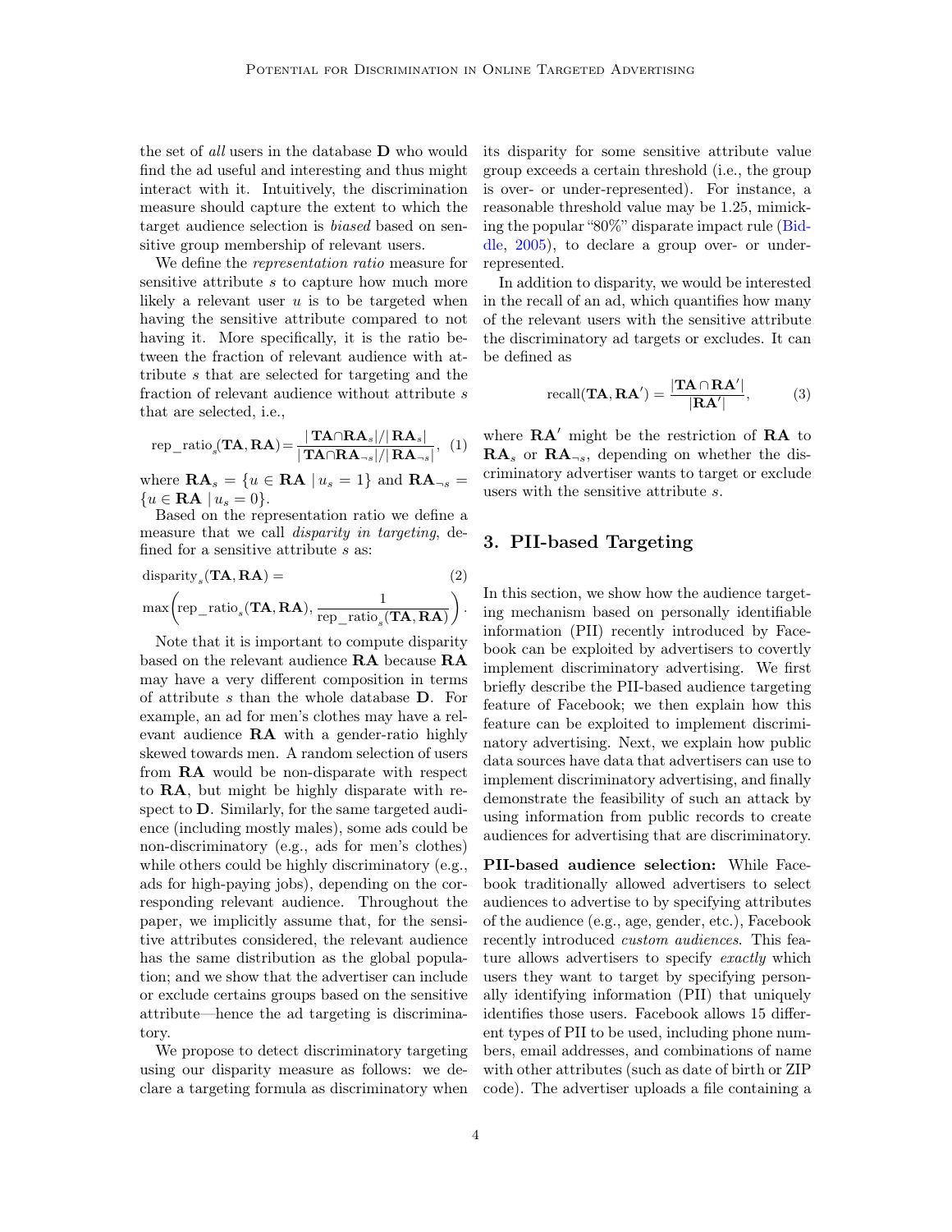the set of *all* users in the database $\mathbf{D}$ who would find the ad useful and interesting and thus might interact with it. Intuitively, the discrimination measure should capture the extent to which the target audience selection is *biased* based on sensitive group membership of relevant users.

We define the *representation ratio* measure for sensitive attribute $s$ to capture how much more likely a relevant user $u$ is to be targeted when having the sensitive attribute compared to not having it. More specifically, it is the ratio between the fraction of relevant audience with attribute $s$ that are selected for targeting and the fraction of relevant audience without attribute $s$ that are selected, i.e.,

$$\text{rep\_ratio}_s(\mathbf{TA}, \mathbf{RA}) = \frac{|\,\mathbf{TA} \cap \mathbf{RA}_s| / |\,\mathbf{RA}_s|}{|\,\mathbf{TA} \cap \mathbf{RA}_{\neg s}| / |\,\mathbf{RA}_{\neg s}|}, \quad (1)$$

where $\mathbf{RA}_s = \{u \in \mathbf{RA} \mid u_s = 1\}$ and $\mathbf{RA}_{\neg s} = \{u \in \mathbf{RA} \mid u_s = 0\}$.

Based on the representation ratio we define a measure that we call *disparity in targeting*, defined for a sensitive attribute $s$ as:

$$\text{disparity}_s(\mathbf{TA}, \mathbf{RA}) = \max\left(\text{rep\_ratio}_s(\mathbf{TA}, \mathbf{RA}), \frac{1}{\text{rep\_ratio}_s(\mathbf{TA}, \mathbf{RA})}\right). \quad (2)$$

Note that it is important to compute disparity based on the relevant audience $\mathbf{RA}$ because $\mathbf{RA}$ may have a very different composition in terms of attribute $s$ than the whole database $\mathbf{D}$. For example, an ad for men's clothes may have a relevant audience $\mathbf{RA}$ with a gender-ratio highly skewed towards men. A random selection of users from $\mathbf{RA}$ would be non-disparate with respect to $\mathbf{RA}$, but might be highly disparate with respect to $\mathbf{D}$. Similarly, for the same targeted audience (including mostly males), some ads could be non-discriminatory (e.g., ads for men's clothes) while others could be highly discriminatory (e.g., ads for high-paying jobs), depending on the corresponding relevant audience. Throughout the paper, we implicitly assume that, for the sensitive attributes considered, the relevant audience has the same distribution as the global population; and we show that the advertiser can include or exclude certains groups based on the sensitive attribute—hence the ad targeting is discriminatory.

We propose to detect discriminatory targeting using our disparity measure as follows: we declare a targeting formula as discriminatory when its disparity for some sensitive attribute value group exceeds a certain threshold (i.e., the group is over- or under-represented). For instance, a reasonable threshold value may be 1.25, mimicking the popular "80%" disparate impact rule (Biddle, 2005), to declare a group over- or under-represented.

In addition to disparity, we would be interested in the recall of an ad, which quantifies how many of the relevant users with the sensitive attribute the discriminatory ad targets or excludes. It can be defined as

$$\text{recall}(\mathbf{TA}, \mathbf{RA}') = \frac{|\mathbf{TA} \cap \mathbf{RA}'|}{|\mathbf{RA}'|}, \quad (3)$$

where $\mathbf{RA}'$ might be the restriction of $\mathbf{RA}$ to $\mathbf{RA}_s$ or $\mathbf{RA}_{\neg s}$, depending on whether the discriminatory advertiser wants to target or exclude users with the sensitive attribute $s$.

## 3. PII-based Targeting

In this section, we show how the audience targeting mechanism based on personally identifiable information (PII) recently introduced by Facebook can be exploited by advertisers to covertly implement discriminatory advertising. We first briefly describe the PII-based audience targeting feature of Facebook; we then explain how this feature can be exploited to implement discriminatory advertising. Next, we explain how public data sources have data that advertisers can use to implement discriminatory advertising, and finally demonstrate the feasibility of such an attack by using information from public records to create audiences for advertising that are discriminatory.

**PII-based audience selection:** While Facebook traditionally allowed advertisers to select audiences to advertise to by specifying attributes of the audience (e.g., age, gender, etc.), Facebook recently introduced *custom audiences*. This feature allows advertisers to specify *exactly* which users they want to target by specifying personally identifying information (PII) that uniquely identifies those users. Facebook allows 15 different types of PII to be used, including phone numbers, email addresses, and combinations of name with other attributes (such as date of birth or ZIP code). The advertiser uploads a file containing a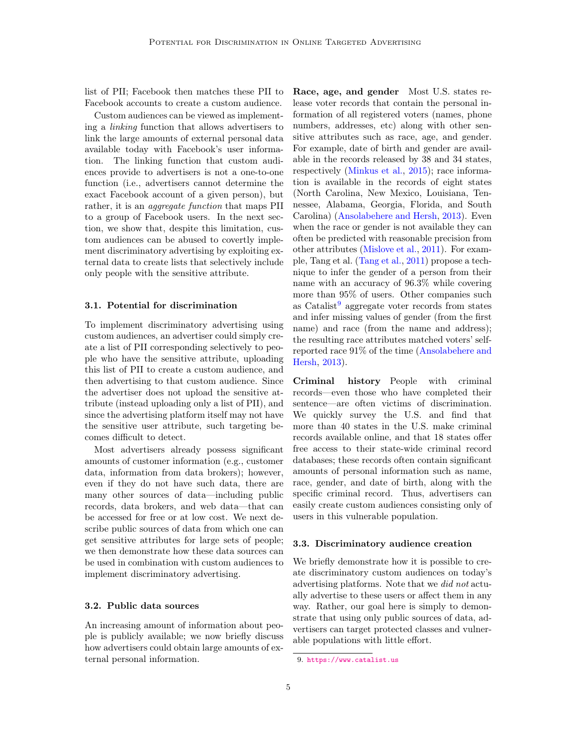list of PII; Facebook then matches these PII to Facebook accounts to create a custom audience.

Custom audiences can be viewed as implementing a *linking* function that allows advertisers to link the large amounts of external personal data available today with Facebook's user information. The linking function that custom audiences provide to advertisers is not a one-to-one function (i.e., advertisers cannot determine the exact Facebook account of a given person), but rather, it is an *aggregate function* that maps PII to a group of Facebook users. In the next section, we show that, despite this limitation, custom audiences can be abused to covertly implement discriminatory advertising by exploiting external data to create lists that selectively include only people with the sensitive attribute.

### 3.1. Potential for discrimination

To implement discriminatory advertising using custom audiences, an advertiser could simply create a list of PII corresponding selectively to people who have the sensitive attribute, uploading this list of PII to create a custom audience, and then advertising to that custom audience. Since the advertiser does not upload the sensitive attribute (instead uploading only a list of PII), and since the advertising platform itself may not have the sensitive user attribute, such targeting becomes difficult to detect.

Most advertisers already possess significant amounts of customer information (e.g., customer data, information from data brokers); however, even if they do not have such data, there are many other sources of data—including public records, data brokers, and web data—that can be accessed for free or at low cost. We next describe public sources of data from which one can get sensitive attributes for large sets of people; we then demonstrate how these data sources can be used in combination with custom audiences to implement discriminatory advertising.

### 3.2. Public data sources

An increasing amount of information about people is publicly available; we now briefly discuss how advertisers could obtain large amounts of external personal information.

**Race, age, and gender** Most U.S. states release voter records that contain the personal information of all registered voters (names, phone numbers, addresses, etc) along with other sensitive attributes such as race, age, and gender. For example, date of birth and gender are available in the records released by 38 and 34 states, respectively (Minkus et al., 2015); race information is available in the records of eight states (North Carolina, New Mexico, Louisiana, Tennessee, Alabama, Georgia, Florida, and South Carolina) (Ansolabehere and Hersh, 2013). Even when the race or gender is not available they can often be predicted with reasonable precision from other attributes (Mislove et al., 2011). For example, Tang et al. (Tang et al., 2011) propose a technique to infer the gender of a person from their name with an accuracy of 96.3% while covering more than 95% of users. Other companies such as Catalist[9] aggregate voter records from states and infer missing values of gender (from the first name) and race (from the name and address); the resulting race attributes matched voters' self-reported race 91% of the time (Ansolabehere and Hersh, 2013).

**Criminal history** People with criminal records—even those who have completed their sentence—are often victims of discrimination. We quickly survey the U.S. and find that more than 40 states in the U.S. make criminal records available online, and that 18 states offer free access to their state-wide criminal record databases; these records often contain significant amounts of personal information such as name, race, gender, and date of birth, along with the specific criminal record. Thus, advertisers can easily create custom audiences consisting only of users in this vulnerable population.

### 3.3. Discriminatory audience creation

We briefly demonstrate how it is possible to create discriminatory custom audiences on today's advertising platforms. Note that we *did not* actually advertise to these users or affect them in any way. Rather, our goal here is simply to demonstrate that using only public sources of data, advertisers can target protected classes and vulnerable populations with little effort.

9. https://www.catalist.us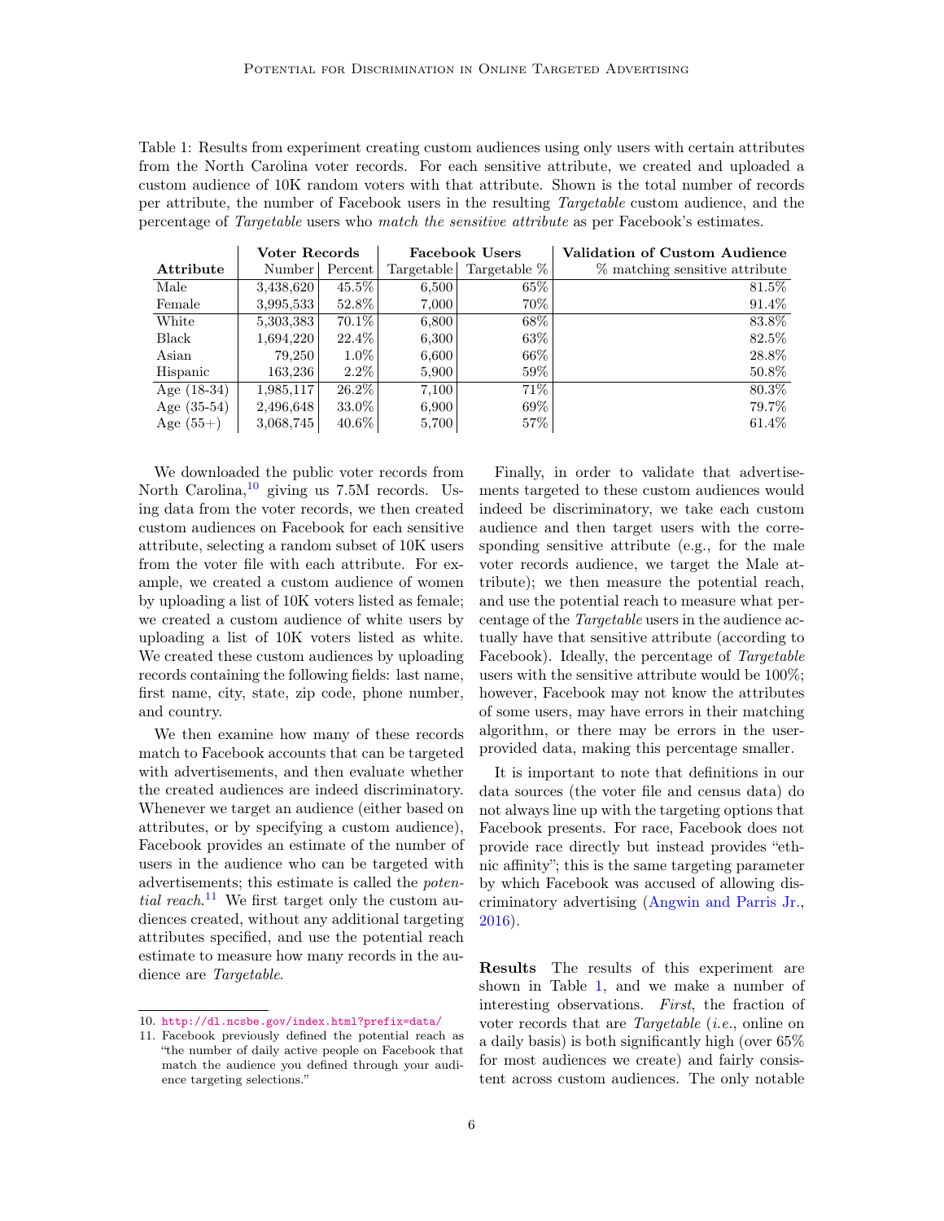Table 1: Results from experiment creating custom audiences using only users with certain attributes from the North Carolina voter records. For each sensitive attribute, we created and uploaded a custom audience of 10K random voters with that attribute. Shown is the total number of records per attribute, the number of Facebook users in the resulting *Targetable* custom audience, and the percentage of *Targetable* users who *match the sensitive attribute* as per Facebook's estimates.

| | **Voter Records** | | **Facebook Users** | | **Validation of Custom Audience** |
|---|---|---|---|---|---|
| **Attribute** | Number | Percent | Targetable | Targetable % | % matching sensitive attribute |
| Male | 3,438,620 | 45.5% | 6,500 | 65% | 81.5% |
| Female | 3,995,533 | 52.8% | 7,000 | 70% | 91.4% |
| White | 5,303,383 | 70.1% | 6,800 | 68% | 83.8% |
| Black | 1,694,220 | 22.4% | 6,300 | 63% | 82.5% |
| Asian | 79,250 | 1.0% | 6,600 | 66% | 28.8% |
| Hispanic | 163,236 | 2.2% | 5,900 | 59% | 50.8% |
| Age (18-34) | 1,985,117 | 26.2% | 7,100 | 71% | 80.3% |
| Age (35-54) | 2,496,648 | 33.0% | 6,900 | 69% | 79.7% |
| Age (55+) | 3,068,745 | 40.6% | 5,700 | 57% | 61.4% |

We downloaded the public voter records from North Carolina,[10] giving us 7.5M records. Using data from the voter records, we then created custom audiences on Facebook for each sensitive attribute, selecting a random subset of 10K users from the voter file with each attribute. For example, we created a custom audience of women by uploading a list of 10K voters listed as female; we created a custom audience of white users by uploading a list of 10K voters listed as white. We created these custom audiences by uploading records containing the following fields: last name, first name, city, state, zip code, phone number, and country.

We then examine how many of these records match to Facebook accounts that can be targeted with advertisements, and then evaluate whether the created audiences are indeed discriminatory. Whenever we target an audience (either based on attributes, or by specifying a custom audience), Facebook provides an estimate of the number of users in the audience who can be targeted with advertisements; this estimate is called the *potential reach*.[11] We first target only the custom audiences created, without any additional targeting attributes specified, and use the potential reach estimate to measure how many records in the audience are *Targetable*.

Finally, in order to validate that advertisements targeted to these custom audiences would indeed be discriminatory, we take each custom audience and then target users with the corresponding sensitive attribute (e.g., for the male voter records audience, we target the Male attribute); we then measure the potential reach, and use the potential reach to measure what percentage of the *Targetable* users in the audience actually have that sensitive attribute (according to Facebook). Ideally, the percentage of *Targetable* users with the sensitive attribute would be 100%; however, Facebook may not know the attributes of some users, may have errors in their matching algorithm, or there may be errors in the user-provided data, making this percentage smaller.

It is important to note that definitions in our data sources (the voter file and census data) do not always line up with the targeting options that Facebook presents. For race, Facebook does not provide race directly but instead provides "ethnic affinity"; this is the same targeting parameter by which Facebook was accused of allowing discriminatory advertising (Angwin and Parris Jr., 2016).

**Results** The results of this experiment are shown in Table 1, and we make a number of interesting observations. *First*, the fraction of voter records that are *Targetable* (*i.e.*, online on a daily basis) is both significantly high (over 65% for most audiences we create) and fairly consistent across custom audiences. The only notable

10. http://dl.ncsbe.gov/index.html?prefix=data/

11. Facebook previously defined the potential reach as "the number of daily active people on Facebook that match the audience you defined through your audience targeting selections."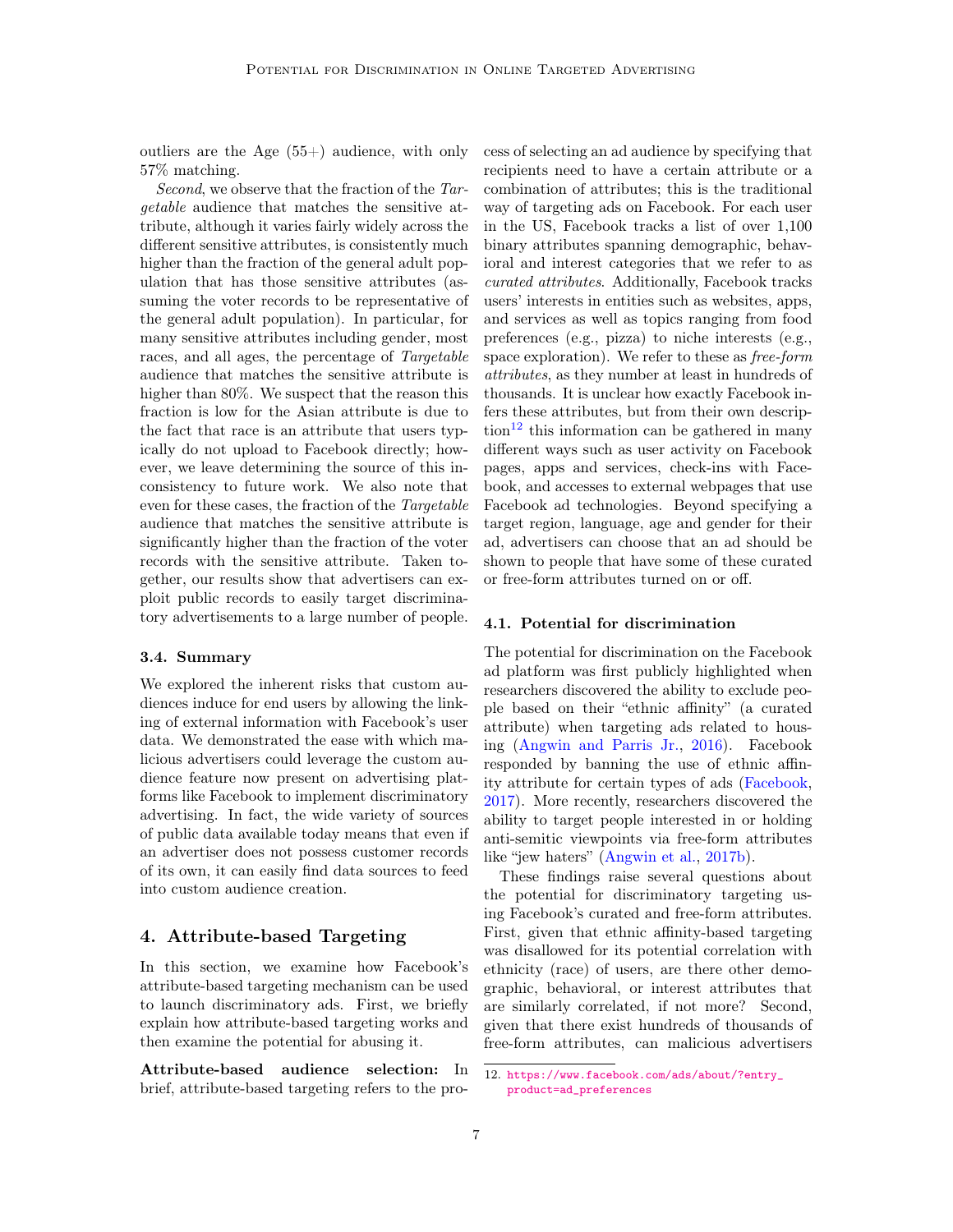outliers are the Age (55+) audience, with only 57% matching.

*Second*, we observe that the fraction of the *Targetable* audience that matches the sensitive attribute, although it varies fairly widely across the different sensitive attributes, is consistently much higher than the fraction of the general adult population that has those sensitive attributes (assuming the voter records to be representative of the general adult population). In particular, for many sensitive attributes including gender, most races, and all ages, the percentage of *Targetable* audience that matches the sensitive attribute is higher than 80%. We suspect that the reason this fraction is low for the Asian attribute is due to the fact that race is an attribute that users typically do not upload to Facebook directly; however, we leave determining the source of this inconsistency to future work. We also note that even for these cases, the fraction of the *Targetable* audience that matches the sensitive attribute is significantly higher than the fraction of the voter records with the sensitive attribute. Taken together, our results show that advertisers can exploit public records to easily target discriminatory advertisements to a large number of people.

### 3.4. Summary

We explored the inherent risks that custom audiences induce for end users by allowing the linking of external information with Facebook's user data. We demonstrated the ease with which malicious advertisers could leverage the custom audience feature now present on advertising platforms like Facebook to implement discriminatory advertising. In fact, the wide variety of sources of public data available today means that even if an advertiser does not possess customer records of its own, it can easily find data sources to feed into custom audience creation.

## 4. Attribute-based Targeting

In this section, we examine how Facebook's attribute-based targeting mechanism can be used to launch discriminatory ads. First, we briefly explain how attribute-based targeting works and then examine the potential for abusing it.

**Attribute-based audience selection:** In brief, attribute-based targeting refers to the process of selecting an ad audience by specifying that recipients need to have a certain attribute or a combination of attributes; this is the traditional way of targeting ads on Facebook. For each user in the US, Facebook tracks a list of over 1,100 binary attributes spanning demographic, behavioral and interest categories that we refer to as *curated attributes*. Additionally, Facebook tracks users' interests in entities such as websites, apps, and services as well as topics ranging from food preferences (e.g., pizza) to niche interests (e.g., space exploration). We refer to these as *free-form attributes*, as they number at least in hundreds of thousands. It is unclear how exactly Facebook infers these attributes, but from their own description[12] this information can be gathered in many different ways such as user activity on Facebook pages, apps and services, check-ins with Facebook, and accesses to external webpages that use Facebook ad technologies. Beyond specifying a target region, language, age and gender for their ad, advertisers can choose that an ad should be shown to people that have some of these curated or free-form attributes turned on or off.

### 4.1. Potential for discrimination

The potential for discrimination on the Facebook ad platform was first publicly highlighted when researchers discovered the ability to exclude people based on their "ethnic affinity" (a curated attribute) when targeting ads related to housing (Angwin and Parris Jr., 2016). Facebook responded by banning the use of ethnic affinity attribute for certain types of ads (Facebook, 2017). More recently, researchers discovered the ability to target people interested in or holding anti-semitic viewpoints via free-form attributes like "jew haters" (Angwin et al., 2017b).

These findings raise several questions about the potential for discriminatory targeting using Facebook's curated and free-form attributes. First, given that ethnic affinity-based targeting was disallowed for its potential correlation with ethnicity (race) of users, are there other demographic, behavioral, or interest attributes that are similarly correlated, if not more? Second, given that there exist hundreds of thousands of free-form attributes, can malicious advertisers

12. https://www.facebook.com/ads/about/?entry_product=ad_preferences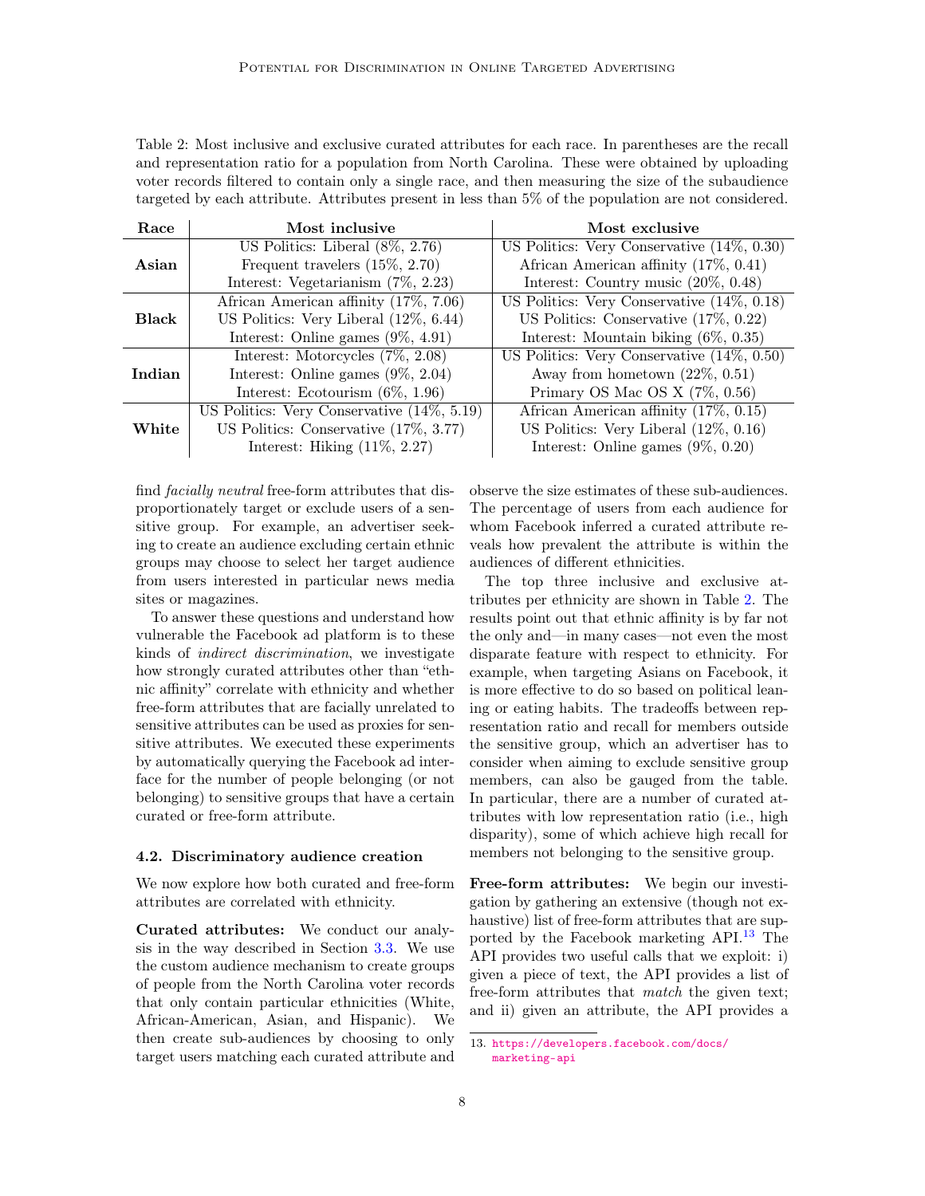Table 2: Most inclusive and exclusive curated attributes for each race. In parentheses are the recall and representation ratio for a population from North Carolina. These were obtained by uploading voter records filtered to contain only a single race, and then measuring the size of the subaudience targeted by each attribute. Attributes present in less than 5% of the population are not considered.

| Race | Most inclusive | Most exclusive |
|---|---|---|
| **Asian** | US Politics: Liberal (8%, 2.76) | US Politics: Very Conservative (14%, 0.30) |
| | Frequent travelers (15%, 2.70) | African American affinity (17%, 0.41) |
| | Interest: Vegetarianism (7%, 2.23) | Interest: Country music (20%, 0.48) |
| **Black** | African American affinity (17%, 7.06) | US Politics: Very Conservative (14%, 0.18) |
| | US Politics: Very Liberal (12%, 6.44) | US Politics: Conservative (17%, 0.22) |
| | Interest: Online games (9%, 4.91) | Interest: Mountain biking (6%, 0.35) |
| **Indian** | Interest: Motorcycles (7%, 2.08) | US Politics: Very Conservative (14%, 0.50) |
| | Interest: Online games (9%, 2.04) | Away from hometown (22%, 0.51) |
| | Interest: Ecotourism (6%, 1.96) | Primary OS Mac OS X (7%, 0.56) |
| **White** | US Politics: Very Conservative (14%, 5.19) | African American affinity (17%, 0.15) |
| | US Politics: Conservative (17%, 3.77) | US Politics: Very Liberal (12%, 0.16) |
| | Interest: Hiking (11%, 2.27) | Interest: Online games (9%, 0.20) |

find *facially neutral* free-form attributes that disproportionately target or exclude users of a sensitive group. For example, an advertiser seeking to create an audience excluding certain ethnic groups may choose to select her target audience from users interested in particular news media sites or magazines.

To answer these questions and understand how vulnerable the Facebook ad platform is to these kinds of *indirect discrimination*, we investigate how strongly curated attributes other than "ethnic affinity" correlate with ethnicity and whether free-form attributes that are facially unrelated to sensitive attributes can be used as proxies for sensitive attributes. We executed these experiments by automatically querying the Facebook ad interface for the number of people belonging (or not belonging) to sensitive groups that have a certain curated or free-form attribute.

### 4.2. Discriminatory audience creation

We now explore how both curated and free-form attributes are correlated with ethnicity.

**Curated attributes:** We conduct our analysis in the way described in Section 3.3. We use the custom audience mechanism to create groups of people from the North Carolina voter records that only contain particular ethnicities (White, African-American, Asian, and Hispanic). We then create sub-audiences by choosing to only target users matching each curated attribute and observe the size estimates of these sub-audiences. The percentage of users from each audience for whom Facebook inferred a curated attribute reveals how prevalent the attribute is within the audiences of different ethnicities.

The top three inclusive and exclusive attributes per ethnicity are shown in Table 2. The results point out that ethnic affinity is by far not the only and—in many cases—not even the most disparate feature with respect to ethnicity. For example, when targeting Asians on Facebook, it is more effective to do so based on political leaning or eating habits. The tradeoffs between representation ratio and recall for members outside the sensitive group, which an advertiser has to consider when aiming to exclude sensitive group members, can also be gauged from the table. In particular, there are a number of curated attributes with low representation ratio (i.e., high disparity), some of which achieve high recall for members not belonging to the sensitive group.

**Free-form attributes:** We begin our investigation by gathering an extensive (though not exhaustive) list of free-form attributes that are supported by the Facebook marketing API.[13] The API provides two useful calls that we exploit: i) given a piece of text, the API provides a list of free-form attributes that *match* the given text; and ii) given an attribute, the API provides a

13. https://developers.facebook.com/docs/marketing-api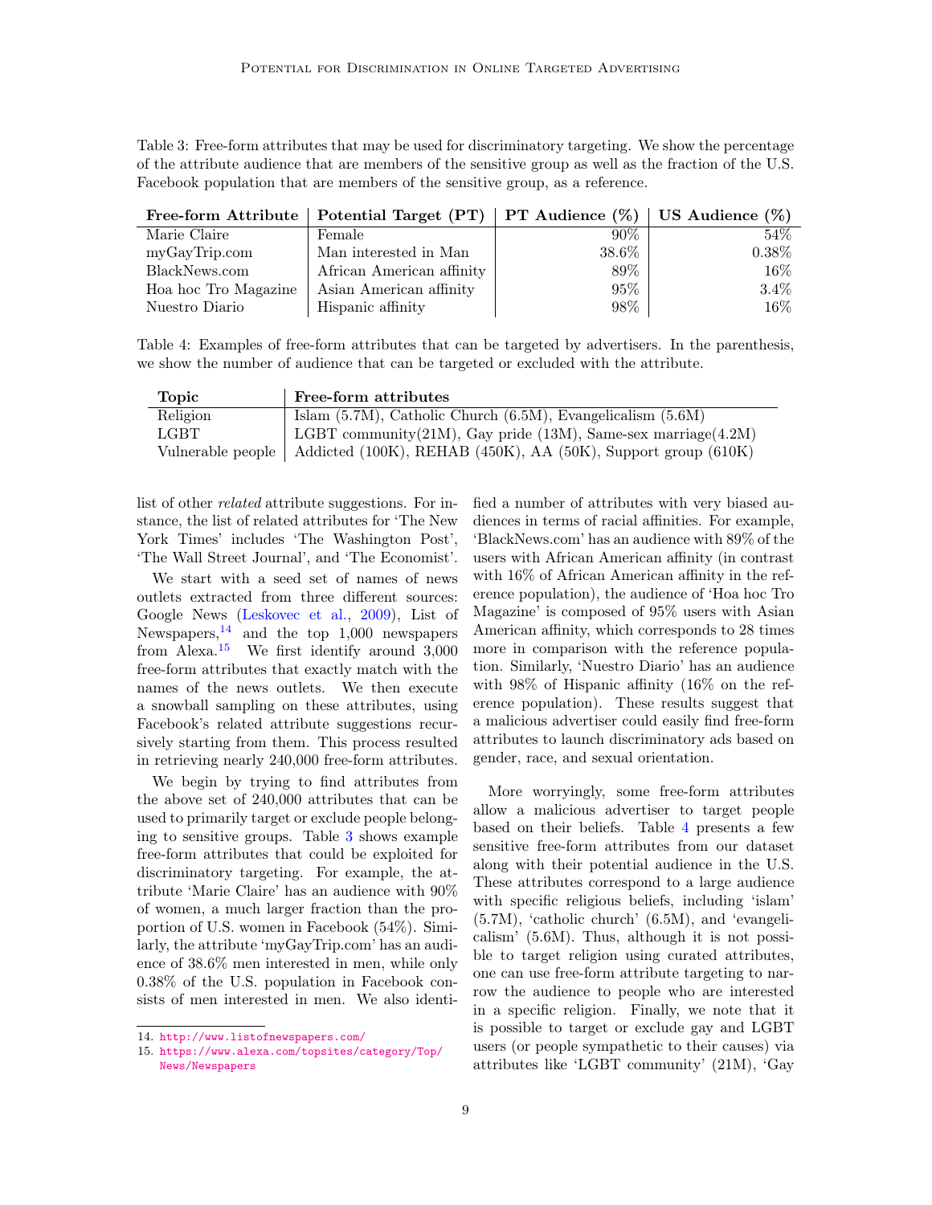Table 3: Free-form attributes that may be used for discriminatory targeting. We show the percentage of the attribute audience that are members of the sensitive group as well as the fraction of the U.S. Facebook population that are members of the sensitive group, as a reference.

| Free-form Attribute | Potential Target (PT) | PT Audience (%) | US Audience (%) |
|---|---|---|---|
| Marie Claire | Female | 90% | 54% |
| myGayTrip.com | Man interested in Man | 38.6% | 0.38% |
| BlackNews.com | African American affinity | 89% | 16% |
| Hoa hoc Tro Magazine | Asian American affinity | 95% | 3.4% |
| Nuestro Diario | Hispanic affinity | 98% | 16% |

Table 4: Examples of free-form attributes that can be targeted by advertisers. In the parenthesis, we show the number of audience that can be targeted or excluded with the attribute.

| Topic | Free-form attributes |
|---|---|
| Religion | Islam (5.7M), Catholic Church (6.5M), Evangelicalism (5.6M) |
| LGBT | LGBT community(21M), Gay pride (13M), Same-sex marriage(4.2M) |
| Vulnerable people | Addicted (100K), REHAB (450K), AA (50K), Support group (610K) |

list of other *related* attribute suggestions. For instance, the list of related attributes for 'The New York Times' includes 'The Washington Post', 'The Wall Street Journal', and 'The Economist'.

We start with a seed set of names of news outlets extracted from three different sources: Google News (Leskovec et al., 2009), List of Newspapers,[14] and the top 1,000 newspapers from Alexa.[15] We first identify around 3,000 free-form attributes that exactly match with the names of the news outlets. We then execute a snowball sampling on these attributes, using Facebook's related attribute suggestions recursively starting from them. This process resulted in retrieving nearly 240,000 free-form attributes.

We begin by trying to find attributes from the above set of 240,000 attributes that can be used to primarily target or exclude people belonging to sensitive groups. Table 3 shows example free-form attributes that could be exploited for discriminatory targeting. For example, the attribute 'Marie Claire' has an audience with 90% of women, a much larger fraction than the proportion of U.S. women in Facebook (54%). Similarly, the attribute 'myGayTrip.com' has an audience of 38.6% men interested in men, while only 0.38% of the U.S. population in Facebook consists of men interested in men. We also identified a number of attributes with very biased audiences in terms of racial affinities. For example, 'BlackNews.com' has an audience with 89% of the users with African American affinity (in contrast with 16% of African American affinity in the reference population), the audience of 'Hoa hoc Tro Magazine' is composed of 95% users with Asian American affinity, which corresponds to 28 times more in comparison with the reference population. Similarly, 'Nuestro Diario' has an audience with 98% of Hispanic affinity (16% on the reference population). These results suggest that a malicious advertiser could easily find free-form attributes to launch discriminatory ads based on gender, race, and sexual orientation.

More worryingly, some free-form attributes allow a malicious advertiser to target people based on their beliefs. Table 4 presents a few sensitive free-form attributes from our dataset along with their potential audience in the U.S. These attributes correspond to a large audience with specific religious beliefs, including 'islam' (5.7M), 'catholic church' (6.5M), and 'evangelicalism' (5.6M). Thus, although it is not possible to target religion using curated attributes, one can use free-form attribute targeting to narrow the audience to people who are interested in a specific religion. Finally, we note that it is possible to target or exclude gay and LGBT users (or people sympathetic to their causes) via attributes like 'LGBT community' (21M), 'Gay

14. http://www.listofnewspapers.com/
15. https://www.alexa.com/topsites/category/Top/News/Newspapers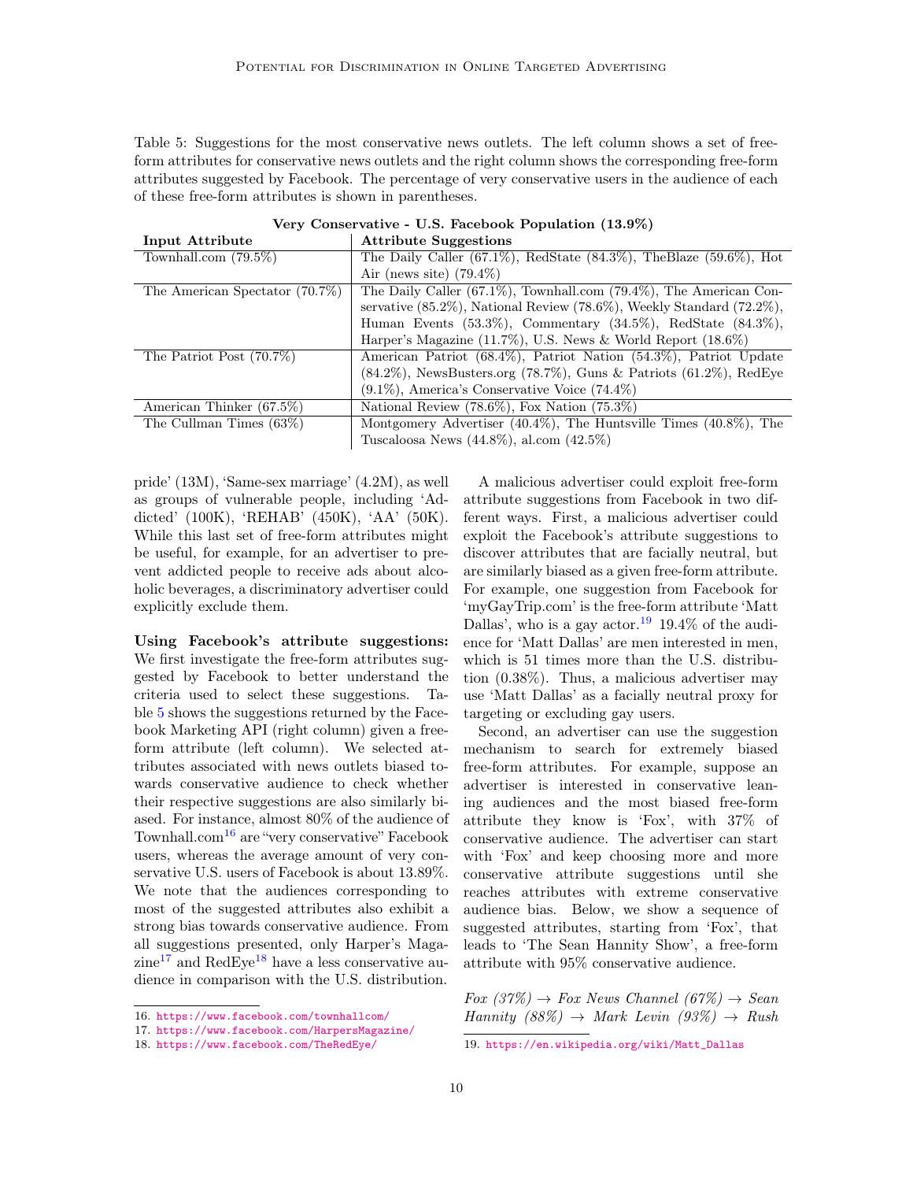Table 5: Suggestions for the most conservative news outlets. The left column shows a set of free-form attributes for conservative news outlets and the right column shows the corresponding free-form attributes suggested by Facebook. The percentage of very conservative users in the audience of each of these free-form attributes is shown in parentheses.

| **Very Conservative - U.S. Facebook Population (13.9%)** | |
|---|---|
| **Input Attribute** | **Attribute Suggestions** |
| Townhall.com (79.5%) | The Daily Caller (67.1%), RedState (84.3%), TheBlaze (59.6%), Hot Air (news site) (79.4%) |
| The American Spectator (70.7%) | The Daily Caller (67.1%), Townhall.com (79.4%), The American Conservative (85.2%), National Review (78.6%), Weekly Standard (72.2%), Human Events (53.3%), Commentary (34.5%), RedState (84.3%), Harper's Magazine (11.7%), U.S. News & World Report (18.6%) |
| The Patriot Post (70.7%) | American Patriot (68.4%), Patriot Nation (54.3%), Patriot Update (84.2%), NewsBusters.org (78.7%), Guns & Patriots (61.2%), RedEye (9.1%), America's Conservative Voice (74.4%) |
| American Thinker (67.5%) | National Review (78.6%), Fox Nation (75.3%) |
| The Cullman Times (63%) | Montgomery Advertiser (40.4%), The Huntsville Times (40.8%), The Tuscaloosa News (44.8%), al.com (42.5%) |

pride' (13M), 'Same-sex marriage' (4.2M), as well as groups of vulnerable people, including 'Addicted' (100K), 'REHAB' (450K), 'AA' (50K). While this last set of free-form attributes might be useful, for example, for an advertiser to prevent addicted people to receive ads about alcoholic beverages, a discriminatory advertiser could explicitly exclude them.

**Using Facebook's attribute suggestions:** We first investigate the free-form attributes suggested by Facebook to better understand the criteria used to select these suggestions. Table 5 shows the suggestions returned by the Facebook Marketing API (right column) given a free-form attribute (left column). We selected attributes associated with news outlets biased towards conservative audience to check whether their respective suggestions are also similarly biased. For instance, almost 80% of the audience of Townhall.com[16] are "very conservative" Facebook users, whereas the average amount of very conservative U.S. users of Facebook is about 13.89%. We note that the audiences corresponding to most of the suggested attributes also exhibit a strong bias towards conservative audience. From all suggestions presented, only Harper's Magazine[17] and RedEye[18] have a less conservative audience in comparison with the U.S. distribution.

A malicious advertiser could exploit free-form attribute suggestions from Facebook in two different ways. First, a malicious advertiser could exploit the Facebook's attribute suggestions to discover attributes that are facially neutral, but are similarly biased as a given free-form attribute. For example, one suggestion from Facebook for 'myGayTrip.com' is the free-form attribute 'Matt Dallas', who is a gay actor.[19] 19.4% of the audience for 'Matt Dallas' are men interested in men, which is 51 times more than the U.S. distribution (0.38%). Thus, a malicious advertiser may use 'Matt Dallas' as a facially neutral proxy for targeting or excluding gay users.

Second, an advertiser can use the suggestion mechanism to search for extremely biased free-form attributes. For example, suppose an advertiser is interested in conservative leaning audiences and the most biased free-form attribute they know is 'Fox', with 37% of conservative audience. The advertiser can start with 'Fox' and keep choosing more and more conservative attribute suggestions until she reaches attributes with extreme conservative audience bias. Below, we show a sequence of suggested attributes, starting from 'Fox', that leads to 'The Sean Hannity Show', a free-form attribute with 95% conservative audience.

*Fox (37%) → Fox News Channel (67%) → Sean Hannity (88%) → Mark Levin (93%) → Rush*

16. https://www.facebook.com/townhallcom/
17. https://www.facebook.com/HarpersMagazine/
18. https://www.facebook.com/TheRedEye/
19. https://en.wikipedia.org/wiki/Matt_Dallas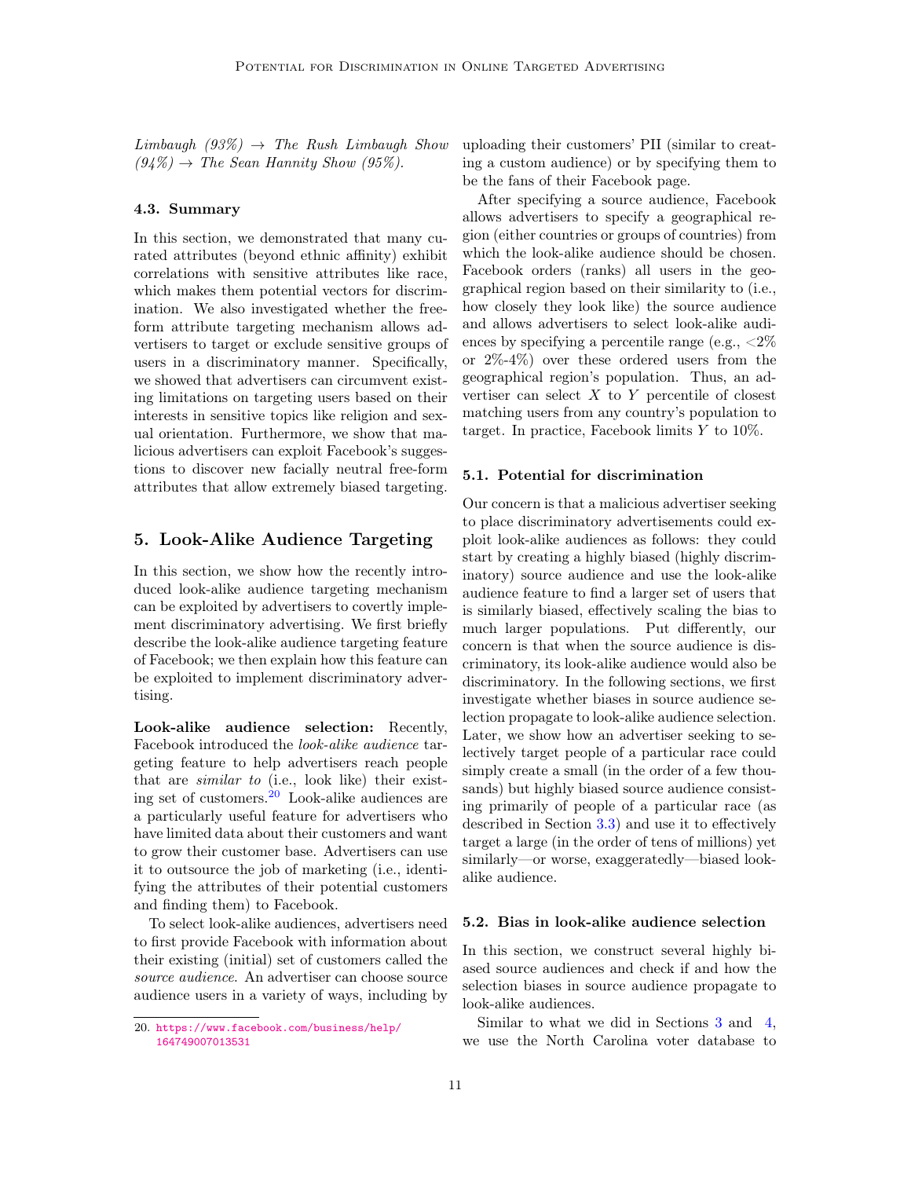*Limbaugh (93%) → The Rush Limbaugh Show (94%) → The Sean Hannity Show (95%).*

### 4.3. Summary

In this section, we demonstrated that many curated attributes (beyond ethnic affinity) exhibit correlations with sensitive attributes like race, which makes them potential vectors for discrimination. We also investigated whether the free-form attribute targeting mechanism allows advertisers to target or exclude sensitive groups of users in a discriminatory manner. Specifically, we showed that advertisers can circumvent existing limitations on targeting users based on their interests in sensitive topics like religion and sexual orientation. Furthermore, we show that malicious advertisers can exploit Facebook's suggestions to discover new facially neutral free-form attributes that allow extremely biased targeting.

## 5. Look-Alike Audience Targeting

In this section, we show how the recently introduced look-alike audience targeting mechanism can be exploited by advertisers to covertly implement discriminatory advertising. We first briefly describe the look-alike audience targeting feature of Facebook; we then explain how this feature can be exploited to implement discriminatory advertising.

**Look-alike audience selection:** Recently, Facebook introduced the *look-alike audience* targeting feature to help advertisers reach people that are *similar to* (i.e., look like) their existing set of customers.[20] Look-alike audiences are a particularly useful feature for advertisers who have limited data about their customers and want to grow their customer base. Advertisers can use it to outsource the job of marketing (i.e., identifying the attributes of their potential customers and finding them) to Facebook.

To select look-alike audiences, advertisers need to first provide Facebook with information about their existing (initial) set of customers called the *source audience*. An advertiser can choose source audience users in a variety of ways, including by uploading their customers' PII (similar to creating a custom audience) or by specifying them to be the fans of their Facebook page.

After specifying a source audience, Facebook allows advertisers to specify a geographical region (either countries or groups of countries) from which the look-alike audience should be chosen. Facebook orders (ranks) all users in the geographical region based on their similarity to (i.e., how closely they look like) the source audience and allows advertisers to select look-alike audiences by specifying a percentile range (e.g., <2% or 2%-4%) over these ordered users from the geographical region's population. Thus, an advertiser can select $X$ to $Y$ percentile of closest matching users from any country's population to target. In practice, Facebook limits $Y$ to 10%.

### 5.1. Potential for discrimination

Our concern is that a malicious advertiser seeking to place discriminatory advertisements could exploit look-alike audiences as follows: they could start by creating a highly biased (highly discriminatory) source audience and use the look-alike audience feature to find a larger set of users that is similarly biased, effectively scaling the bias to much larger populations. Put differently, our concern is that when the source audience is discriminatory, its look-alike audience would also be discriminatory. In the following sections, we first investigate whether biases in source audience selection propagate to look-alike audience selection. Later, we show how an advertiser seeking to selectively target people of a particular race could simply create a small (in the order of a few thousands) but highly biased source audience consisting primarily of people of a particular race (as described in Section 3.3) and use it to effectively target a large (in the order of tens of millions) yet similarly—or worse, exaggeratedly—biased look-alike audience.

### 5.2. Bias in look-alike audience selection

In this section, we construct several highly biased source audiences and check if and how the selection biases in source audience propagate to look-alike audiences.

Similar to what we did in Sections 3 and 4, we use the North Carolina voter database to

20. https://www.facebook.com/business/help/164749007013531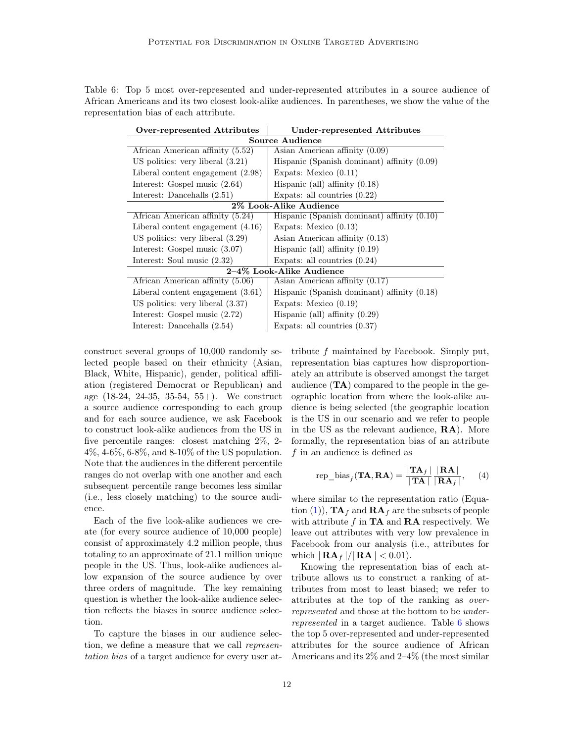Table 6: Top 5 most over-represented and under-represented attributes in a source audience of African Americans and its two closest look-alike audiences. In parentheses, we show the value of the representation bias of each attribute.

| **Over-represented Attributes** | **Under-represented Attributes** |
|---|---|
| **Source Audience** | |
| African American affinity (5.52) | Asian American affinity (0.09) |
| US politics: very liberal (3.21) | Hispanic (Spanish dominant) affinity (0.09) |
| Liberal content engagement (2.98) | Expats: Mexico (0.11) |
| Interest: Gospel music (2.64) | Hispanic (all) affinity (0.18) |
| Interest: Dancehalls (2.51) | Expats: all countries (0.22) |
| **2% Look-Alike Audience** | |
| African American affinity (5.24) | Hispanic (Spanish dominant) affinity (0.10) |
| Liberal content engagement (4.16) | Expats: Mexico (0.13) |
| US politics: very liberal (3.29) | Asian American affinity (0.13) |
| Interest: Gospel music (3.07) | Hispanic (all) affinity (0.19) |
| Interest: Soul music (2.32) | Expats: all countries (0.24) |
| **2–4% Look-Alike Audience** | |
| African American affinity (5.06) | Asian American affinity (0.17) |
| Liberal content engagement (3.61) | Hispanic (Spanish dominant) affinity (0.18) |
| US politics: very liberal (3.37) | Expats: Mexico (0.19) |
| Interest: Gospel music (2.72) | Hispanic (all) affinity (0.29) |
| Interest: Dancehalls (2.54) | Expats: all countries (0.37) |

construct several groups of 10,000 randomly selected people based on their ethnicity (Asian, Black, White, Hispanic), gender, political affiliation (registered Democrat or Republican) and age (18-24, 24-35, 35-54, 55+). We construct a source audience corresponding to each group and for each source audience, we ask Facebook to construct look-alike audiences from the US in five percentile ranges: closest matching 2%, 2-4%, 4-6%, 6-8%, and 8-10% of the US population. Note that the audiences in the different percentile ranges do not overlap with one another and each subsequent percentile range becomes less similar (i.e., less closely matching) to the source audience.

Each of the five look-alike audiences we create (for every source audience of 10,000 people) consist of approximately 4.2 million people, thus totaling to an approximate of 21.1 million unique people in the US. Thus, look-alike audiences allow expansion of the source audience by over three orders of magnitude. The key remaining question is whether the look-alike audience selection reflects the biases in source audience selection.

To capture the biases in our audience selection, we define a measure that we call *representation bias* of a target audience for every user attribute $f$ maintained by Facebook. Simply put, representation bias captures how disproportionately an attribute is observed amongst the target audience (**TA**) compared to the people in the geographic location from where the look-alike audience is being selected (the geographic location is the US in our scenario and we refer to people in the US as the relevant audience, **RA**). More formally, the representation bias of an attribute $f$ in an audience is defined as

$$\text{rep\_bias}_f(\mathbf{TA}, \mathbf{RA}) = \frac{|\,\mathbf{TA}_f\,|}{|\,\mathbf{TA}\,|}\frac{|\,\mathbf{RA}\,|}{|\,\mathbf{RA}_f\,|}, \quad (4)$$

where similar to the representation ratio (Equation (1)), $\mathbf{TA}_f$ and $\mathbf{RA}_f$ are the subsets of people with attribute $f$ in **TA** and **RA** respectively. We leave out attributes with very low prevalence in Facebook from our analysis (i.e., attributes for which $|\,\mathbf{RA}_f\,|/|\,\mathbf{RA}\,| < 0.01$).

Knowing the representation bias of each attribute allows us to construct a ranking of attributes from most to least biased; we refer to attributes at the top of the ranking as *over-represented* and those at the bottom to be *under-represented* in a target audience. Table 6 shows the top 5 over-represented and under-represented attributes for the source audience of African Americans and its 2% and 2–4% (the most similar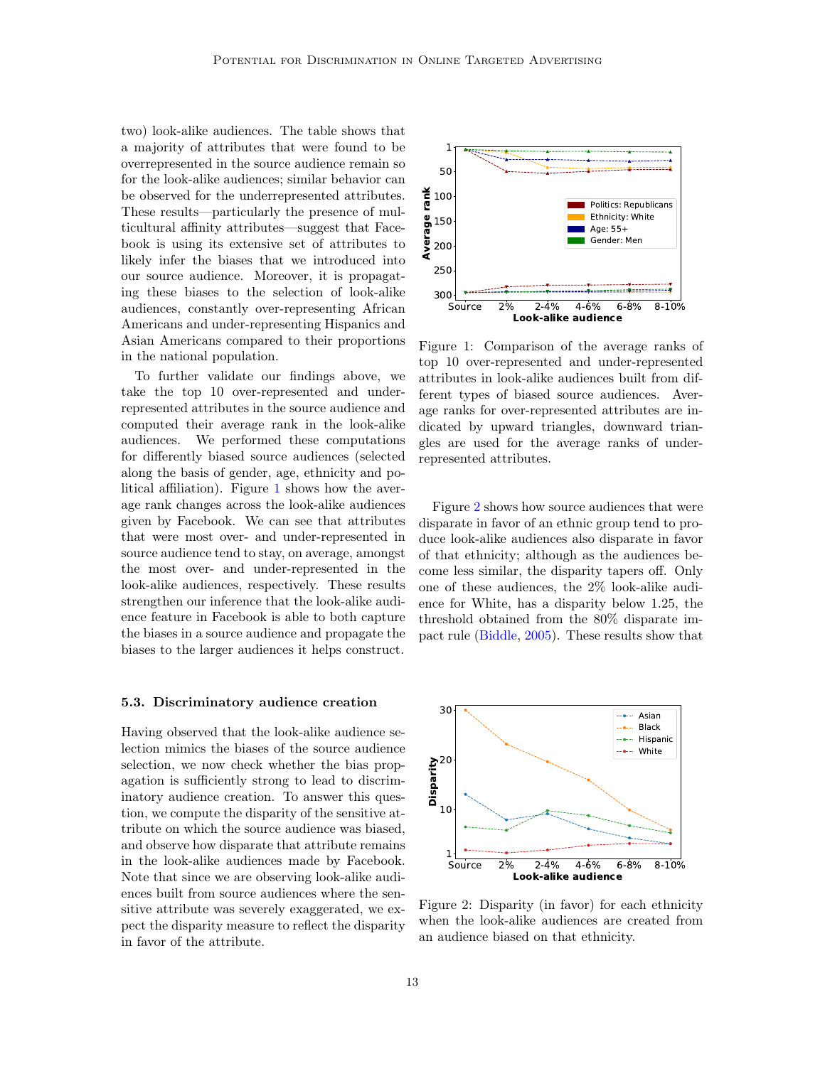two) look-alike audiences. The table shows that a majority of attributes that were found to be overrepresented in the source audience remain so for the look-alike audiences; similar behavior can be observed for the underrepresented attributes. These results—particularly the presence of multicultural affinity attributes—suggest that Facebook is using its extensive set of attributes to likely infer the biases that we introduced into our source audience. Moreover, it is propagating these biases to the selection of look-alike audiences, constantly over-representing African Americans and under-representing Hispanics and Asian Americans compared to their proportions in the national population.

To further validate our findings above, we take the top 10 over-represented and under-represented attributes in the source audience and computed their average rank in the look-alike audiences. We performed these computations for differently biased source audiences (selected along the basis of gender, age, ethnicity and political affiliation). Figure 1 shows how the average rank changes across the look-alike audiences given by Facebook. We can see that attributes that were most over- and under-represented in source audience tend to stay, on average, amongst the most over- and under-represented in the look-alike audiences, respectively. These results strengthen our inference that the look-alike audience feature in Facebook is able to both capture the biases in a source audience and propagate the biases to the larger audiences it helps construct.

Figure 1: Comparison of the average ranks of top 10 over-represented and under-represented attributes in look-alike audiences built from different types of biased source audiences. Average ranks for over-represented attributes are indicated by upward triangles, downward triangles are used for the average ranks of under-represented attributes.

Figure 2 shows how source audiences that were disparate in favor of an ethnic group tend to produce look-alike audiences also disparate in favor of that ethnicity; although as the audiences become less similar, the disparity tapers off. Only one of these audiences, the 2% look-alike audience for White, has a disparity below 1.25, the threshold obtained from the 80% disparate impact rule (Biddle, 2005). These results show that

### 5.3. Discriminatory audience creation

Having observed that the look-alike audience selection mimics the biases of the source audience selection, we now check whether the bias propagation is sufficiently strong to lead to discriminatory audience creation. To answer this question, we compute the disparity of the sensitive attribute on which the source audience was biased, and observe how disparate that attribute remains in the look-alike audiences made by Facebook. Note that since we are observing look-alike audiences built from source audiences where the sensitive attribute was severely exaggerated, we expect the disparity measure to reflect the disparity in favor of the attribute.

Figure 2: Disparity (in favor) for each ethnicity when the look-alike audiences are created from an audience biased on that ethnicity.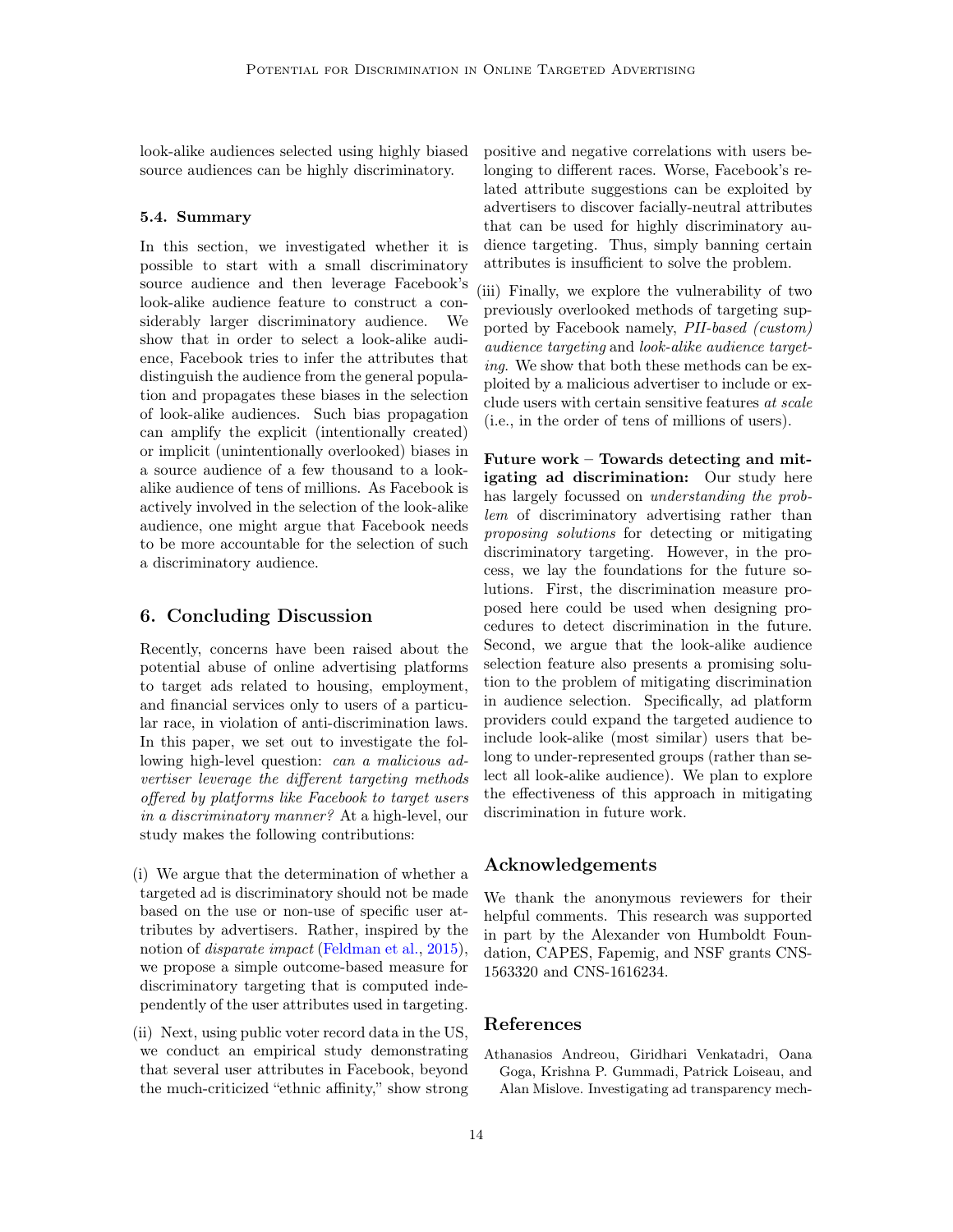look-alike audiences selected using highly biased source audiences can be highly discriminatory.

### 5.4. Summary

In this section, we investigated whether it is possible to start with a small discriminatory source audience and then leverage Facebook's look-alike audience feature to construct a considerably larger discriminatory audience. We show that in order to select a look-alike audience, Facebook tries to infer the attributes that distinguish the audience from the general population and propagates these biases in the selection of look-alike audiences. Such bias propagation can amplify the explicit (intentionally created) or implicit (unintentionally overlooked) biases in a source audience of a few thousand to a look-alike audience of tens of millions. As Facebook is actively involved in the selection of the look-alike audience, one might argue that Facebook needs to be more accountable for the selection of such a discriminatory audience.

## 6. Concluding Discussion

Recently, concerns have been raised about the potential abuse of online advertising platforms to target ads related to housing, employment, and financial services only to users of a particular race, in violation of anti-discrimination laws. In this paper, we set out to investigate the following high-level question: *can a malicious advertiser leverage the different targeting methods offered by platforms like Facebook to target users in a discriminatory manner?* At a high-level, our study makes the following contributions:

(i) We argue that the determination of whether a targeted ad is discriminatory should not be made based on the use or non-use of specific user attributes by advertisers. Rather, inspired by the notion of *disparate impact* (Feldman et al., 2015), we propose a simple outcome-based measure for discriminatory targeting that is computed independently of the user attributes used in targeting.

(ii) Next, using public voter record data in the US, we conduct an empirical study demonstrating that several user attributes in Facebook, beyond the much-criticized "ethnic affinity," show strong positive and negative correlations with users belonging to different races. Worse, Facebook's related attribute suggestions can be exploited by advertisers to discover facially-neutral attributes that can be used for highly discriminatory audience targeting. Thus, simply banning certain attributes is insufficient to solve the problem.

(iii) Finally, we explore the vulnerability of two previously overlooked methods of targeting supported by Facebook namely, *PII-based (custom) audience targeting* and *look-alike audience targeting*. We show that both these methods can be exploited by a malicious advertiser to include or exclude users with certain sensitive features *at scale* (i.e., in the order of tens of millions of users).

**Future work – Towards detecting and mitigating ad discrimination:** Our study here has largely focussed on *understanding the problem* of discriminatory advertising rather than *proposing solutions* for detecting or mitigating discriminatory targeting. However, in the process, we lay the foundations for the future solutions. First, the discrimination measure proposed here could be used when designing procedures to detect discrimination in the future. Second, we argue that the look-alike audience selection feature also presents a promising solution to the problem of mitigating discrimination in audience selection. Specifically, ad platform providers could expand the targeted audience to include look-alike (most similar) users that belong to under-represented groups (rather than select all look-alike audience). We plan to explore the effectiveness of this approach in mitigating discrimination in future work.

## Acknowledgements

We thank the anonymous reviewers for their helpful comments. This research was supported in part by the Alexander von Humboldt Foundation, CAPES, Fapemig, and NSF grants CNS-1563320 and CNS-1616234.

## References

Athanasios Andreou, Giridhari Venkatadri, Oana Goga, Krishna P. Gummadi, Patrick Loiseau, and Alan Mislove. Investigating ad transparency mech-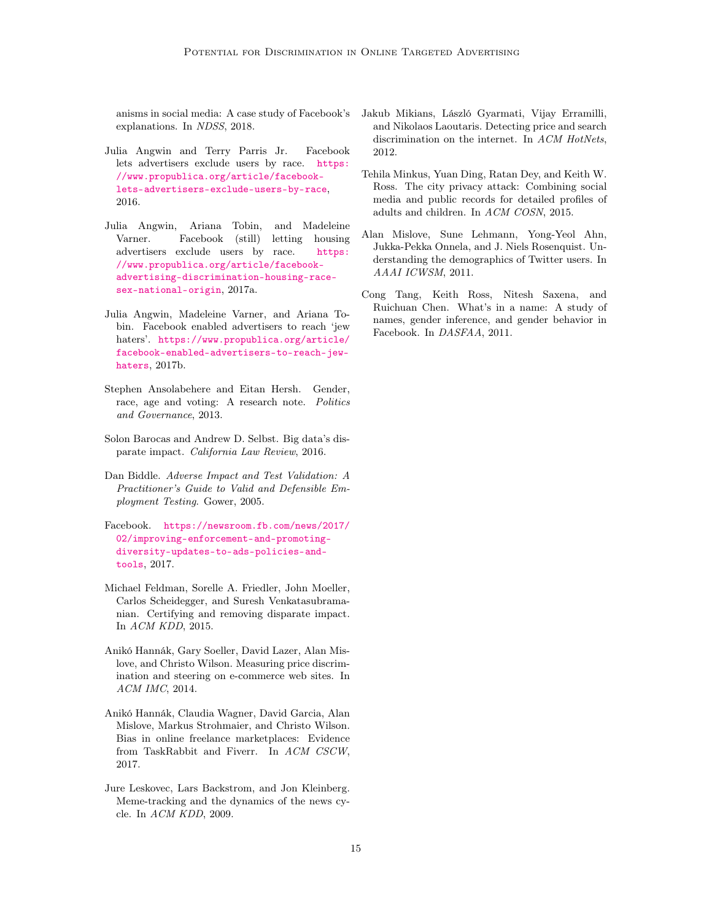anisms in social media: A case study of Facebook's explanations. In *NDSS*, 2018.

Julia Angwin and Terry Parris Jr. Facebook lets advertisers exclude users by race. https://www.propublica.org/article/facebook-lets-advertisers-exclude-users-by-race, 2016.

Julia Angwin, Ariana Tobin, and Madeleine Varner. Facebook (still) letting housing advertisers exclude users by race. https://www.propublica.org/article/facebook-advertising-discrimination-housing-race-sex-national-origin, 2017a.

Julia Angwin, Madeleine Varner, and Ariana Tobin. Facebook enabled advertisers to reach 'jew haters'. https://www.propublica.org/article/facebook-enabled-advertisers-to-reach-jew-haters, 2017b.

Stephen Ansolabehere and Eitan Hersh. Gender, race, age and voting: A research note. *Politics and Governance*, 2013.

Solon Barocas and Andrew D. Selbst. Big data's disparate impact. *California Law Review*, 2016.

Dan Biddle. *Adverse Impact and Test Validation: A Practitioner's Guide to Valid and Defensible Employment Testing*. Gower, 2005.

Facebook. https://newsroom.fb.com/news/2017/02/improving-enforcement-and-promoting-diversity-updates-to-ads-policies-and-tools, 2017.

Michael Feldman, Sorelle A. Friedler, John Moeller, Carlos Scheidegger, and Suresh Venkatasubramanian. Certifying and removing disparate impact. In *ACM KDD*, 2015.

Anikó Hannák, Gary Soeller, David Lazer, Alan Mislove, and Christo Wilson. Measuring price discrimination and steering on e-commerce web sites. In *ACM IMC*, 2014.

Anikó Hannák, Claudia Wagner, David Garcia, Alan Mislove, Markus Strohmaier, and Christo Wilson. Bias in online freelance marketplaces: Evidence from TaskRabbit and Fiverr. In *ACM CSCW*, 2017.

Jure Leskovec, Lars Backstrom, and Jon Kleinberg. Meme-tracking and the dynamics of the news cycle. In *ACM KDD*, 2009.

Jakub Mikians, László Gyarmati, Vijay Erramilli, and Nikolaos Laoutaris. Detecting price and search discrimination on the internet. In *ACM HotNets*, 2012.

Tehila Minkus, Yuan Ding, Ratan Dey, and Keith W. Ross. The city privacy attack: Combining social media and public records for detailed profiles of adults and children. In *ACM COSN*, 2015.

Alan Mislove, Sune Lehmann, Yong-Yeol Ahn, Jukka-Pekka Onnela, and J. Niels Rosenquist. Understanding the demographics of Twitter users. In *AAAI ICWSM*, 2011.

Cong Tang, Keith Ross, Nitesh Saxena, and Ruichuan Chen. What's in a name: A study of names, gender inference, and gender behavior in Facebook. In *DASFAA*, 2011.